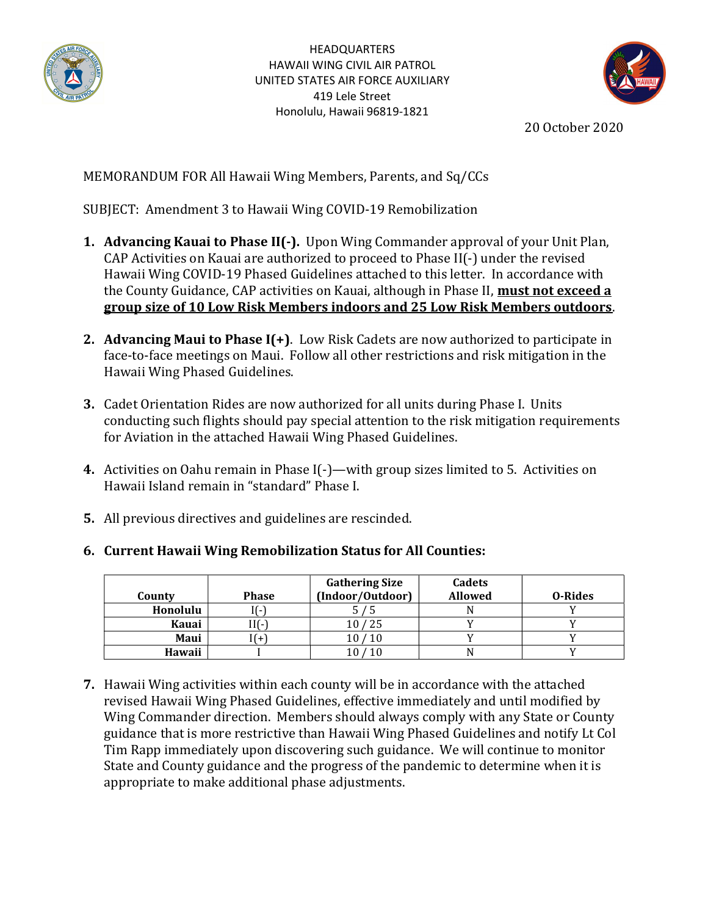HEADQUARTERS
HAWAII WING CIVIL AIR PATROL
UNITED STATES AIR FORCE AUXILIARY
419 Lele Street
Honolulu, Hawaii 96819-1821

20 October 2020

MEMORANDUM FOR All Hawaii Wing Members, Parents, and Sq/CCs

SUBJECT: Amendment 3 to Hawaii Wing COVID-19 Remobilization

1. **Advancing Kauai to Phase II(-).** Upon Wing Commander approval of your Unit Plan, CAP Activities on Kauai are authorized to proceed to Phase II(-) under the revised Hawaii Wing COVID-19 Phased Guidelines attached to this letter. In accordance with the County Guidance, CAP activities on Kauai, although in Phase II, **must not exceed a group size of 10 Low Risk Members indoors and 25 Low Risk Members outdoors**.

2. **Advancing Maui to Phase I(+)**. Low Risk Cadets are now authorized to participate in face-to-face meetings on Maui. Follow all other restrictions and risk mitigation in the Hawaii Wing Phased Guidelines.

3. Cadet Orientation Rides are now authorized for all units during Phase I. Units conducting such flights should pay special attention to the risk mitigation requirements for Aviation in the attached Hawaii Wing Phased Guidelines.

4. Activities on Oahu remain in Phase I(-)—with group sizes limited to 5. Activities on Hawaii Island remain in "standard" Phase I.

5. All previous directives and guidelines are rescinded.

6. **Current Hawaii Wing Remobilization Status for All Counties:**

| County | Phase | Gathering Size (Indoor/Outdoor) | Cadets Allowed | O-Rides |
|---|---|---|---|---|
| Honolulu | I(-) | 5 / 5 | N | Y |
| Kauai | II(-) | 10 / 25 | Y | Y |
| Maui | I(+) | 10 / 10 | Y | Y |
| Hawaii | I | 10 / 10 | N | Y |

7. Hawaii Wing activities within each county will be in accordance with the attached revised Hawaii Wing Phased Guidelines, effective immediately and until modified by Wing Commander direction. Members should always comply with any State or County guidance that is more restrictive than Hawaii Wing Phased Guidelines and notify Lt Col Tim Rapp immediately upon discovering such guidance. We will continue to monitor State and County guidance and the progress of the pandemic to determine when it is appropriate to make additional phase adjustments.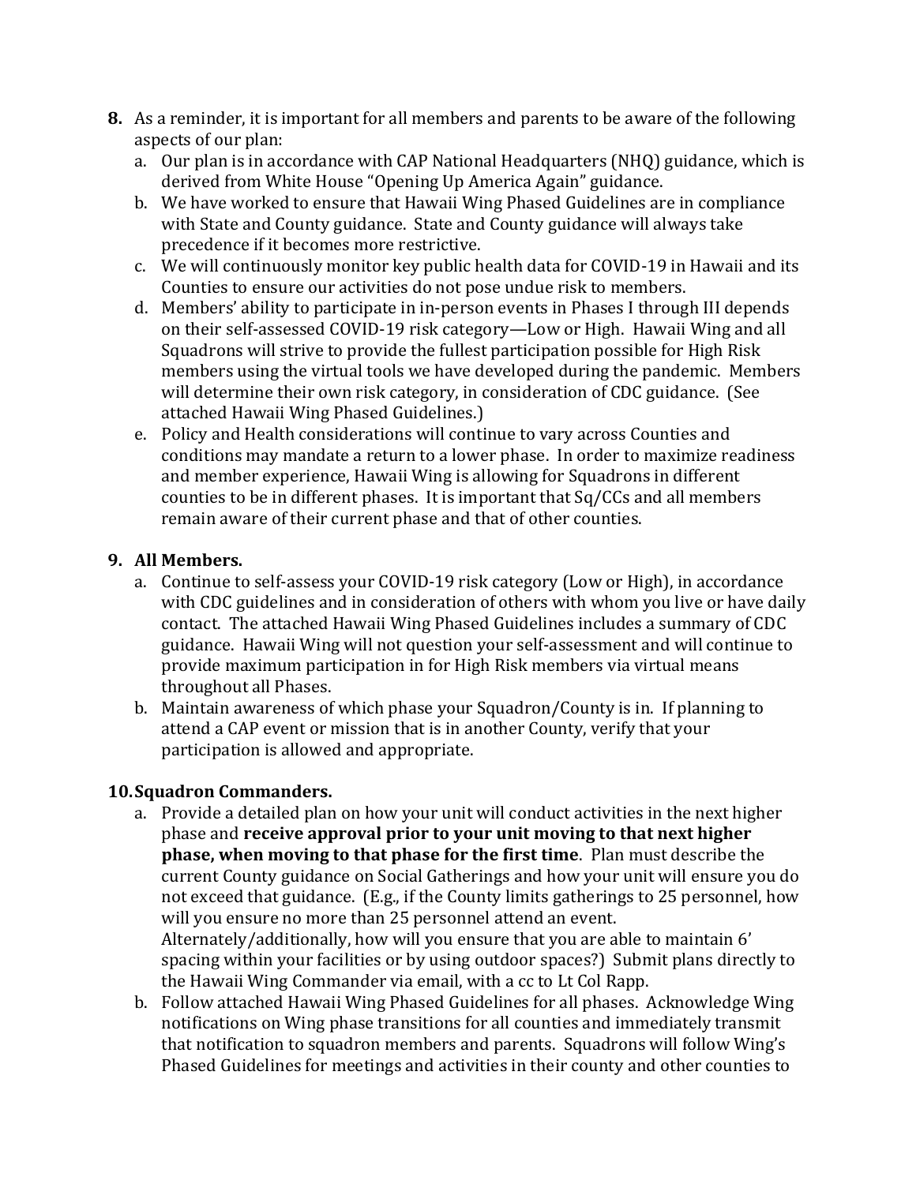8. As a reminder, it is important for all members and parents to be aware of the following aspects of our plan:
   a. Our plan is in accordance with CAP National Headquarters (NHQ) guidance, which is derived from White House "Opening Up America Again" guidance.
   b. We have worked to ensure that Hawaii Wing Phased Guidelines are in compliance with State and County guidance. State and County guidance will always take precedence if it becomes more restrictive.
   c. We will continuously monitor key public health data for COVID-19 in Hawaii and its Counties to ensure our activities do not pose undue risk to members.
   d. Members' ability to participate in in-person events in Phases I through III depends on their self-assessed COVID-19 risk category—Low or High. Hawaii Wing and all Squadrons will strive to provide the fullest participation possible for High Risk members using the virtual tools we have developed during the pandemic. Members will determine their own risk category, in consideration of CDC guidance. (See attached Hawaii Wing Phased Guidelines.)
   e. Policy and Health considerations will continue to vary across Counties and conditions may mandate a return to a lower phase. In order to maximize readiness and member experience, Hawaii Wing is allowing for Squadrons in different counties to be in different phases. It is important that Sq/CCs and all members remain aware of their current phase and that of other counties.

9. **All Members.**
   a. Continue to self-assess your COVID-19 risk category (Low or High), in accordance with CDC guidelines and in consideration of others with whom you live or have daily contact. The attached Hawaii Wing Phased Guidelines includes a summary of CDC guidance. Hawaii Wing will not question your self-assessment and will continue to provide maximum participation in for High Risk members via virtual means throughout all Phases.
   b. Maintain awareness of which phase your Squadron/County is in. If planning to attend a CAP event or mission that is in another County, verify that your participation is allowed and appropriate.

10. **Squadron Commanders.**
    a. Provide a detailed plan on how your unit will conduct activities in the next higher phase and **receive approval prior to your unit moving to that next higher phase, when moving to that phase for the first time**. Plan must describe the current County guidance on Social Gatherings and how your unit will ensure you do not exceed that guidance. (E.g., if the County limits gatherings to 25 personnel, how will you ensure no more than 25 personnel attend an event. Alternately/additionally, how will you ensure that you are able to maintain 6' spacing within your facilities or by using outdoor spaces?) Submit plans directly to the Hawaii Wing Commander via email, with a cc to Lt Col Rapp.
    b. Follow attached Hawaii Wing Phased Guidelines for all phases. Acknowledge Wing notifications on Wing phase transitions for all counties and immediately transmit that notification to squadron members and parents. Squadrons will follow Wing's Phased Guidelines for meetings and activities in their county and other counties to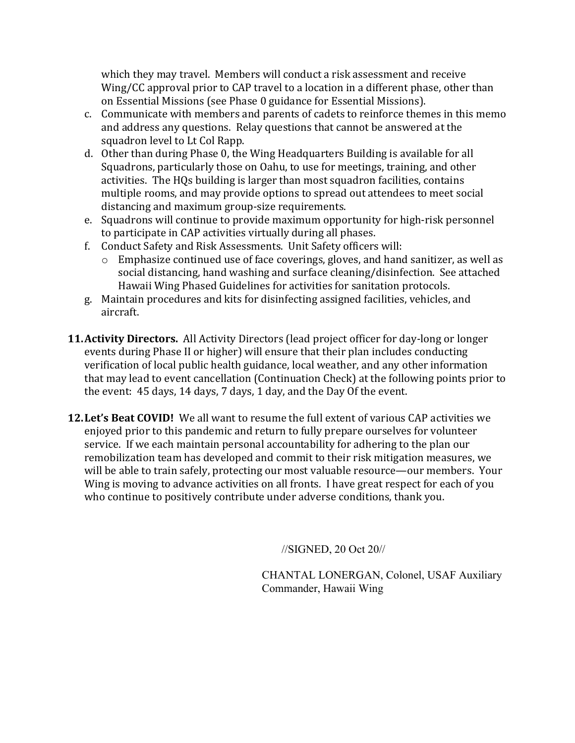which they may travel. Members will conduct a risk assessment and receive Wing/CC approval prior to CAP travel to a location in a different phase, other than on Essential Missions (see Phase 0 guidance for Essential Missions).

c. Communicate with members and parents of cadets to reinforce themes in this memo and address any questions. Relay questions that cannot be answered at the squadron level to Lt Col Rapp.

d. Other than during Phase 0, the Wing Headquarters Building is available for all Squadrons, particularly those on Oahu, to use for meetings, training, and other activities. The HQs building is larger than most squadron facilities, contains multiple rooms, and may provide options to spread out attendees to meet social distancing and maximum group-size requirements.

e. Squadrons will continue to provide maximum opportunity for high-risk personnel to participate in CAP activities virtually during all phases.

f. Conduct Safety and Risk Assessments. Unit Safety officers will:
   - Emphasize continued use of face coverings, gloves, and hand sanitizer, as well as social distancing, hand washing and surface cleaning/disinfection. See attached Hawaii Wing Phased Guidelines for activities for sanitation protocols.

g. Maintain procedures and kits for disinfecting assigned facilities, vehicles, and aircraft.

**11. Activity Directors.** All Activity Directors (lead project officer for day-long or longer events during Phase II or higher) will ensure that their plan includes conducting verification of local public health guidance, local weather, and any other information that may lead to event cancellation (Continuation Check) at the following points prior to the event: 45 days, 14 days, 7 days, 1 day, and the Day Of the event.

**12. Let's Beat COVID!** We all want to resume the full extent of various CAP activities we enjoyed prior to this pandemic and return to fully prepare ourselves for volunteer service. If we each maintain personal accountability for adhering to the plan our remobilization team has developed and commit to their risk mitigation measures, we will be able to train safely, protecting our most valuable resource—our members. Your Wing is moving to advance activities on all fronts. I have great respect for each of you who continue to positively contribute under adverse conditions, thank you.

//SIGNED, 20 Oct 20//

CHANTAL LONERGAN, Colonel, USAF Auxiliary
Commander, Hawaii Wing